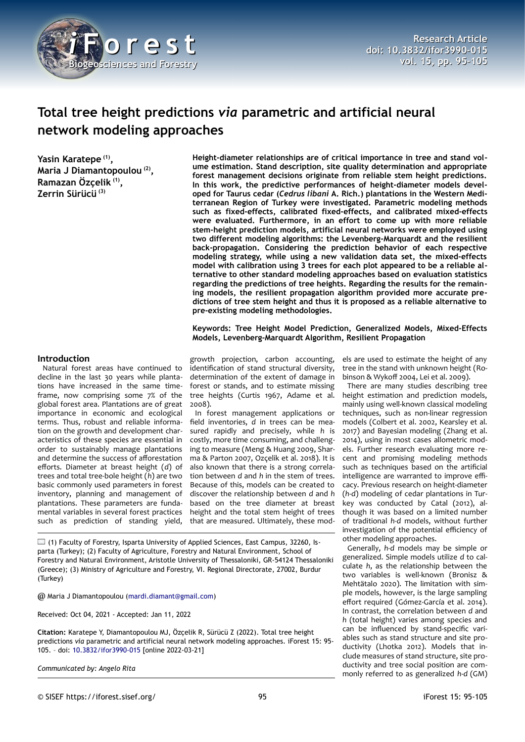# Total tree height predictions *via* parametric and artificial neural network modeling approaches

**Yasin Karatepe [(1)], Maria J Diamantopoulou [(2)], Ramazan Özçelik [(1)], Zerrin Sürücü [(3)]**

**Height-diameter relationships are of critical importance in tree and stand volume estimation. Stand description, site quality determination and appropriate forest management decisions originate from reliable stem height predictions. In this work, the predictive performances of height-diameter models developed for Taurus cedar (*Cedrus libani* A. Rich.) plantations in the Western Mediterranean Region of Turkey were investigated. Parametric modeling methods such as fixed-effects, calibrated fixed-effects, and calibrated mixed-effects were evaluated. Furthermore, in an effort to come up with more reliable stem-height prediction models, artificial neural networks were employed using two different modeling algorithms: the Levenberg-Marquardt and the resilient back-propagation. Considering the prediction behavior of each respective modeling strategy, while using a new validation data set, the mixed-effects model with calibration using 3 trees for each plot appeared to be a reliable alternative to other standard modeling approaches based on evaluation statistics regarding the predictions of tree heights. Regarding the results for the remaining models, the resilient propagation algorithm provided more accurate predictions of tree stem height and thus it is proposed as a reliable alternative to pre-existing modeling methodologies.**

**Keywords: Tree Height Model Prediction, Generalized Models, Mixed-Effects Models, Levenberg-Marquardt Algorithm, Resilient Propagation**

## Introduction

Natural forest areas have continued to decline in the last 30 years while plantations have increased in the same timeframe, now comprising some 7% of the global forest area. Plantations are of great importance in economic and ecological terms. Thus, robust and reliable information on the growth and development characteristics of these species are essential in order to sustainably manage plantations and determine the success of afforestation efforts. Diameter at breast height (*d*) of trees and total tree-bole height (*h*) are two basic commonly used parameters in forest inventory, planning and management of plantations. These parameters are fundamental variables in several forest practices such as prediction of standing yield, growth projection, carbon accounting, identification of stand structural diversity, determination of the extent of damage in forest or stands, and to estimate missing tree heights (Curtis 1967, Adame et al. 2008).

In forest management applications or field inventories, *d* in trees can be measured rapidly and precisely, while *h* is costly, more time consuming, and challenging to measure (Meng & Huang 2009, Sharma & Parton 2007, Ozçelik et al. 2018). It is also known that there is a strong correlation between *d* and *h* in the stem of trees. Because of this, models can be created to discover the relationship between *d* and *h* based on the tree diameter at breast height and the total stem height of trees that are measured. Ultimately, these models are used to estimate the height of any tree in the stand with unknown height (Robinson & Wykoff 2004, Lei et al. 2009).

There are many studies describing tree height estimation and prediction models, mainly using well-known classical modeling techniques, such as non-linear regression models (Colbert et al. 2002, Kearsley et al. 2017) and Bayesian modeling (Zhang et al. 2014), using in most cases allometric models. Further research evaluating more recent and promising modeling methods such as techniques based on the artificial intelligence are warranted to improve efficacy. Previous research on height-diameter (*h-d*) modeling of cedar plantations in Turkey was conducted by Catal (2012), although it was based on a limited number of traditional *h-d* models, without further investigation of the potential efficiency of other modeling approaches.

Generally, *h-d* models may be simple or generalized. Simple models utilize *d* to calculate *h*, as the relationship between the two variables is well-known (Bronisz & Mehtätalo 2020). The limitation with simple models, however, is the large sampling effort required (Gómez-García et al. 2014). In contrast, the correlation between *d* and *h* (total height) varies among species and can be influenced by stand-specific variables such as stand structure and site productivity (Lhotka 2012). Models that include measures of stand structure, site productivity and tree social position are commonly referred to as generalized *h-d* (GM)

(1) Faculty of Forestry, Isparta University of Applied Sciences, East Campus, 32260, Isparta (Turkey); (2) Faculty of Agriculture, Forestry and Natural Environment, School of Forestry and Natural Environment, Aristotle University of Thessaloniki, GR-54124 Thessaloniki (Greece); (3) Ministry of Agriculture and Forestry, VI. Regional Directorate, 27002, Burdur (Turkey)

@ Maria J Diamantopoulou (mardi.diamant@gmail.com)

Received: Oct 04, 2021 - Accepted: Jan 11, 2022

**Citation:** Karatepe Y, Diamantopoulou MJ, Özçelik R, Sürücü Z (2022). Total tree height predictions *via* parametric and artificial neural network modeling approaches. iForest 15: 95-105. – doi: 10.3832/ifor3990-015 [online 2022-03-21]

*Communicated by: Angelo Rita*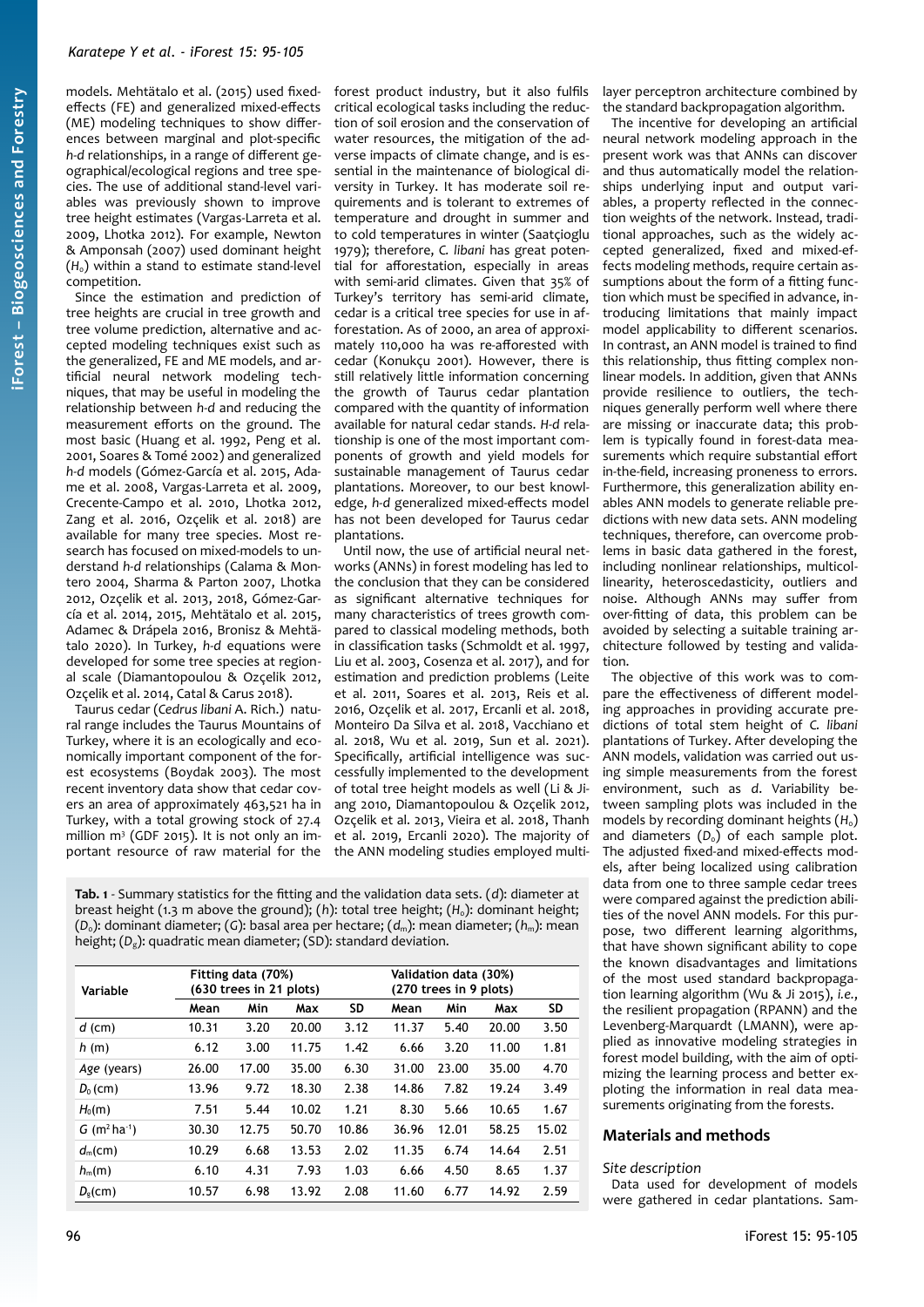models. Mehtätalo et al. (2015) used fixed-effects (FE) and generalized mixed-effects (ME) modeling techniques to show differences between marginal and plot-specific *h-d* relationships, in a range of different geographical/ecological regions and tree species. The use of additional stand-level variables was previously shown to improve tree height estimates (Vargas-Larreta et al. 2009, Lhotka 2012). For example, Newton & Amponsah (2007) used dominant height ($H_0$) within a stand to estimate stand-level competition.

Since the estimation and prediction of tree heights are crucial in tree growth and tree volume prediction, alternative and accepted modeling techniques exist such as the generalized, FE and ME models, and artificial neural network modeling techniques, that may be useful in modeling the relationship between *h-d* and reducing the measurement efforts on the ground. The most basic (Huang et al. 1992, Peng et al. 2001, Soares & Tomé 2002) and generalized *h-d* models (Gómez-García et al. 2015, Adame et al. 2008, Vargas-Larreta et al. 2009, Crecente-Campo et al. 2010, Lhotka 2012, Zang et al. 2016, Ozçelik et al. 2018) are available for many tree species. Most research has focused on mixed-models to understand *h-d* relationships (Calama & Montero 2004, Sharma & Parton 2007, Lhotka 2012, Ozçelik et al. 2013, 2018, Gómez-García et al. 2014, 2015, Mehtätalo et al. 2015, Adamec & Drápela 2016, Bronisz & Mehtätalo 2020). In Turkey, *h-d* equations were developed for some tree species at regional scale (Diamantopoulou & Ozçelik 2012, Ozçelik et al. 2014, Catal & Carus 2018).

Taurus cedar (*Cedrus libani* A. Rich.) natural range includes the Taurus Mountains of Turkey, where it is an ecologically and economically important component of the forest ecosystems (Boydak 2003). The most recent inventory data show that cedar covers an area of approximately 463,521 ha in Turkey, with a total growing stock of 27.4 million m³ (GDF 2015). It is not only an important resource of raw material for the forest product industry, but it also fulfils critical ecological tasks including the reduction of soil erosion and the conservation of water resources, the mitigation of the adverse impacts of climate change, and is essential in the maintenance of biological diversity in Turkey. It has moderate soil requirements and is tolerant to extremes of temperature and drought in summer and to cold temperatures in winter (Saatçioglu 1979); therefore, *C. libani* has great potential for afforestation, especially in areas with semi-arid climates. Given that 35% of Turkey's territory has semi-arid climate, cedar is a critical tree species for use in afforestation. As of 2000, an area of approximately 110,000 ha was re-afforested with cedar (Konukçu 2001). However, there is still relatively little information concerning the growth of Taurus cedar plantation compared with the quantity of information available for natural cedar stands. *H-d* relationship is one of the most important components of growth and yield models for sustainable management of Taurus cedar plantations. Moreover, to our best knowledge, *h-d* generalized mixed-effects model has not been developed for Taurus cedar plantations.

Until now, the use of artificial neural networks (ANNs) in forest modeling has led to the conclusion that they can be considered as significant alternative techniques for many characteristics of trees growth compared to classical modeling methods, both in classification tasks (Schmoldt et al. 1997, Liu et al. 2003, Cosenza et al. 2017), and for estimation and prediction problems (Leite et al. 2011, Soares et al. 2013, Reis et al. 2016, Ozçelik et al. 2017, Ercanli et al. 2018, Monteiro Da Silva et al. 2018, Vacchiano et al. 2018, Wu et al. 2019, Sun et al. 2021). Specifically, artificial intelligence was successfully implemented to the development of total tree height models as well (Li & Jiang 2010, Diamantopoulou & Ozçelik 2012, Ozçelik et al. 2013, Vieira et al. 2018, Thanh et al. 2019, Ercanli 2020). The majority of the ANN modeling studies employed multi-layer perceptron architecture combined by the standard backpropagation algorithm.

The incentive for developing an artificial neural network modeling approach in the present work was that ANNs can discover and thus automatically model the relationships underlying input and output variables, a property reflected in the connection weights of the network. Instead, traditional approaches, such as the widely accepted generalized, fixed and mixed-effects modeling methods, require certain assumptions about the form of a fitting function which must be specified in advance, introducing limitations that mainly impact model applicability to different scenarios. In contrast, an ANN model is trained to find this relationship, thus fitting complex nonlinear models. In addition, given that ANNs provide resilience to outliers, the techniques generally perform well where there are missing or inaccurate data; this problem is typically found in forest-data measurements which require substantial effort in-the-field, increasing proneness to errors. Furthermore, this generalization ability enables ANN models to generate reliable predictions with new data sets. ANN modeling techniques, therefore, can overcome problems in basic data gathered in the forest, including nonlinear relationships, multicollinearity, heteroscedasticity, outliers and noise. Although ANNs may suffer from over-fitting of data, this problem can be avoided by selecting a suitable training architecture followed by testing and validation.

The objective of this work was to compare the effectiveness of different modeling approaches in providing accurate predictions of total stem height of *C. libani* plantations of Turkey. After developing the ANN models, validation was carried out using simple measurements from the forest environment, such as *d*. Variability between sampling plots was included in the models by recording dominant heights ($H_0$) and diameters ($D_0$) of each sample plot. The adjusted fixed-and mixed-effects models, after being localized using calibration data from one to three sample cedar trees were compared against the prediction abilities of the novel ANN models. For this purpose, two different learning algorithms, that have shown significant ability to cope the known disadvantages and limitations of the most used standard backpropagation learning algorithm (Wu & Ji 2015), *i.e.*, the resilient propagation (RPANN) and the Levenberg-Marquardt (LMANN), were applied as innovative modeling strategies in forest model building, with the aim of optimizing the learning process and better exploiting the information in real data measurements originating from the forests.

**Tab. 1** - Summary statistics for the fitting and the validation data sets. (*d*): diameter at breast height (1.3 m above the ground); (*h*): total tree height; ($H_0$): dominant height; ($D_0$): dominant diameter; (*G*): basal area per hectare; ($d_m$): mean diameter; ($h_m$): mean height; ($D_g$): quadratic mean diameter; (SD): standard deviation.

| Variable | Fitting data (70%) (630 trees in 21 plots) | | | | Validation data (30%) (270 trees in 9 plots) | | | |
|---|---|---|---|---|---|---|---|---|
| | Mean | Min | Max | SD | Mean | Min | Max | SD |
| *d* (cm) | 10.31 | 3.20 | 20.00 | 3.12 | 11.37 | 5.40 | 20.00 | 3.50 |
| *h* (m) | 6.12 | 3.00 | 11.75 | 1.42 | 6.66 | 3.20 | 11.00 | 1.81 |
| *Age* (years) | 26.00 | 17.00 | 35.00 | 6.30 | 31.00 | 23.00 | 35.00 | 4.70 |
| $D_0$ (cm) | 13.96 | 9.72 | 18.30 | 2.38 | 14.86 | 7.82 | 19.24 | 3.49 |
| $H_0$(m) | 7.51 | 5.44 | 10.02 | 1.21 | 8.30 | 5.66 | 10.65 | 1.67 |
| *G* (m² ha⁻¹) | 30.30 | 12.75 | 50.70 | 10.86 | 36.96 | 12.01 | 58.25 | 15.02 |
| $d_m$(cm) | 10.29 | 6.68 | 13.53 | 2.02 | 11.35 | 6.74 | 14.64 | 2.51 |
| $h_m$(m) | 6.10 | 4.31 | 7.93 | 1.03 | 6.66 | 4.50 | 8.65 | 1.37 |
| $D_g$(cm) | 10.57 | 6.98 | 13.92 | 2.08 | 11.60 | 6.77 | 14.92 | 2.59 |

## Materials and methods

### Site description

Data used for development of models were gathered in cedar plantations. Sam-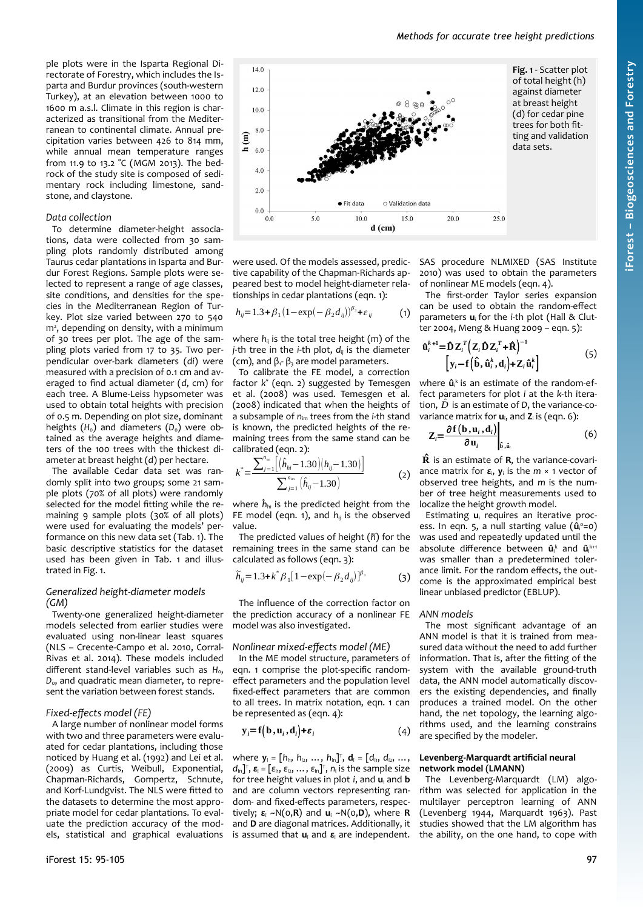ple plots were in the Isparta Regional Directorate of Forestry, which includes the Isparta and Burdur provinces (south-western Turkey), at an elevation between 1000 to 1600 m a.s.l. Climate in this region is characterized as transitional from the Mediterranean to continental climate. Annual precipitation varies between 426 to 814 mm, while annual mean temperature ranges from 11.9 to 13.2 °C (MGM 2013). The bedrock of the study site is composed of sedimentary rock including limestone, sandstone, and claystone.

### *Data collection*

To determine diameter-height associations, data were collected from 30 sampling plots randomly distributed among Taurus cedar plantations in Isparta and Burdur Forest Regions. Sample plots were selected to represent a range of age classes, site conditions, and densities for the species in the Mediterranean Region of Turkey. Plot size varied between 270 to 540 m², depending on density, with a minimum of 30 trees per plot. The age of the sampling plots varied from 17 to 35. Two perpendicular over-bark diameters (*di*) were measured with a precision of 0.1 cm and averaged to find actual diameter (*d*, cm) for each tree. A Blume-Leiss hypsometer was used to obtain total heights with precision of 0.5 m. Depending on plot size, dominant heights ($H_o$) and diameters ($D_o$) were obtained as the average heights and diameters of the 100 trees with the thickest diameter at breast height (*d*) per hectare.

The available Cedar data set was randomly split into two groups; some 21 sample plots (70% of all plots) were randomly selected for the model fitting while the remaining 9 sample plots (30% of all plots) were used for evaluating the models' performance on this new data set (Tab. 1). The basic descriptive statistics for the dataset used has been given in Tab. 1 and illustrated in Fig. 1.

Fig. 1 - Scatter plot of total height (h) against diameter at breast height (d) for cedar pine trees for both fitting and validation data sets.

### *Generalized height-diameter models (GM)*

Twenty-one generalized height-diameter models selected from earlier studies were evaluated using non-linear least squares (NLS – Crecente-Campo et al. 2010, Corral-Rivas et al. 2014). These models included different stand-level variables such as $H_o$, $D_o$, and quadratic mean diameter, to represent the variation between forest stands.

### *Fixed-effects model (FE)*

A large number of nonlinear model forms with two and three parameters were evaluated for cedar plantations, including those noticed by Huang et al. (1992) and Lei et al. (2009) as Curtis, Weibull, Exponential, Chapman-Richards, Gompertz, Schnute, and Korf-Lundgvist. The NLS were fitted to the datasets to determine the most appropriate model for cedar plantations. To evaluate the prediction accuracy of the models, statistical and graphical evaluations were used. Of the models assessed, predictive capability of the Chapman-Richards appeared best to model height-diameter relationships in cedar plantations (eqn. 1):

$$h_{ij}=1.3+\beta_1\left(1-\exp\left(-\beta_2 d_{ij}\right)\right)^{\beta_3}+\varepsilon_{ij} \qquad (1)$$

where $h_{ij}$ is the total tree height (m) of the *j*-th tree in the *i*-th plot, $d_{ij}$ is the diameter (cm), and $\beta_1$- $\beta_3$ are model parameters.

To calibrate the FE model, a correction factor $k^*$ (eqn. 2) suggested by Temesgen et al. (2008) was used. Temesgen et al. (2008) indicated that when the heights of a subsample of $n_{im}$ trees from the *i*-th stand is known, the predicted heights of the remaining trees from the same stand can be calibrated (eqn. 2):

$$k^*=\frac{\sum_{j=1}^{n_{im}}\left[\left(\hat{h}_{hi}-1.30\right)\left(h_{ij}-1.30\right)\right]}{\sum_{j=1}^{n_{im}}\left(\hat{h}_{ij}-1.30\right)} \qquad (2)$$

where $\hat{h}_{hi}$ is the predicted height from the FE model (eqn. 1), and $h_{ij}$ is the observed value.

The predicted values of height ($\tilde{h}$) for the remaining trees in the same stand can be calculated as follows (eqn. 3):

$$\tilde{h}_{ij}=1.3+k^*\beta_1\left[1-\exp\left(-\beta_2 d_{ij}\right)\right]^{\beta_3} \qquad (3)$$

The influence of the correction factor on the prediction accuracy of a nonlinear FE model was also investigated.

### *Nonlinear mixed-effects model (ME)*

In the ME model structure, parameters of eqn. 1 comprise the plot-specific random-effect parameters and the population level fixed-effect parameters that are common to all trees. In matrix notation, eqn. 1 can be represented as (eqn. 4):

$$\mathbf{y}_i=\mathbf{f}\left(\mathbf{b},\mathbf{u}_i,\mathbf{d}_i\right)+\boldsymbol{\varepsilon}_i \qquad (4)$$

where $\mathbf{y}_i = [h_{i1}, h_{i2}, \dots, h_{in}]^T$, $\mathbf{d}_i = [d_{i1}, d_{i2}, \dots, d_{in}]^T$, $\boldsymbol{\varepsilon}_i = [\varepsilon_{i1}, \varepsilon_{i2}, \dots, \varepsilon_{in}]^T$, $n_i$ is the sample size for tree height values in plot *i*, and $\mathbf{u}_i$ and $\mathbf{b}$ and are column vectors representing random- and fixed-effects parameters, respectively; $\boldsymbol{\varepsilon}_i \sim N(0,\mathbf{R})$ and $\mathbf{u}_i \sim N(0,\mathbf{D})$, where $\mathbf{R}$ and $\mathbf{D}$ are diagonal matrices. Additionally, it is assumed that $\mathbf{u}_i$ and $\boldsymbol{\varepsilon}_i$ are independent.

SAS procedure NLMIXED (SAS Institute 2010) was used to obtain the parameters of nonlinear ME models (eqn. 4).

The first-order Taylor series expansion can be used to obtain the random-effect parameters $\mathbf{u}_i$ for the *i*-th plot (Hall & Clutter 2004, Meng & Huang 2009 – eqn. 5):

$$\hat{\mathbf{u}}_i^{k+1}=\hat{\mathbf{D}}\mathbf{Z}_i^T\left(\mathbf{Z}_i\hat{\mathbf{D}}\mathbf{Z}_i^T+\hat{\mathbf{R}}\right)^{-1}\left[\mathbf{y}_i-\mathbf{f}\left(\hat{\mathbf{b}},\hat{\mathbf{u}}_i^k,\mathbf{d}_i\right)+\mathbf{Z}_i\hat{\mathbf{u}}_i^k\right] \qquad (5)$$

where $\hat{\mathbf{u}}_i^k$ is an estimate of the random-effect parameters for plot *i* at the *k*-th iteration, $\hat{D}$ is an estimate of *D*, the variance-covariance matrix for $\mathbf{u}_i$, and $\mathbf{Z}_i$ is (eqn. 6):

$$\mathbf{Z}_i=\left.\frac{\partial\mathbf{f}\left(\mathbf{b},\mathbf{u}_i,\mathbf{d}_i\right)}{\partial\mathbf{u}_i}\right|_{\hat{\mathbf{b}},\hat{\mathbf{u}}_i} \qquad (6)$$

$\hat{\mathbf{R}}$ is an estimate of $\mathbf{R}$, the variance-covariance matrix for $\boldsymbol{\varepsilon}_i$, $\mathbf{y}_i$ is the $m \times 1$ vector of observed tree heights, and *m* is the number of tree height measurements used to localize the height growth model.

Estimating $\mathbf{u}_i$ requires an iterative process. In eqn. 5, a null starting value ($\hat{\mathbf{u}}_i^0=0$) was used and repeatedly updated until the absolute difference between $\hat{\mathbf{u}}_i^k$ and $\hat{\mathbf{u}}_i^{k+1}$ was smaller than a predetermined tolerance limit. For the random effects, the outcome is the approximated empirical best linear unbiased predictor (EBLUP).

### *ANN models*

The most significant advantage of an ANN model is that it is trained from measured data without the need to add further information. That is, after the fitting of the system with the available ground-truth data, the ANN model automatically discovers the existing dependencies, and finally produces a trained model. On the other hand, the net topology, the learning algorithms used, and the learning constrains are specified by the modeler.

#### Levenberg-Marquardt artificial neural network model (LMANN)

The Levenberg-Marquardt (LM) algorithm was selected for application in the multilayer perceptron learning of ANN (Levenberg 1944, Marquardt 1963). Past studies showed that the LM algorithm has the ability, on the one hand, to cope with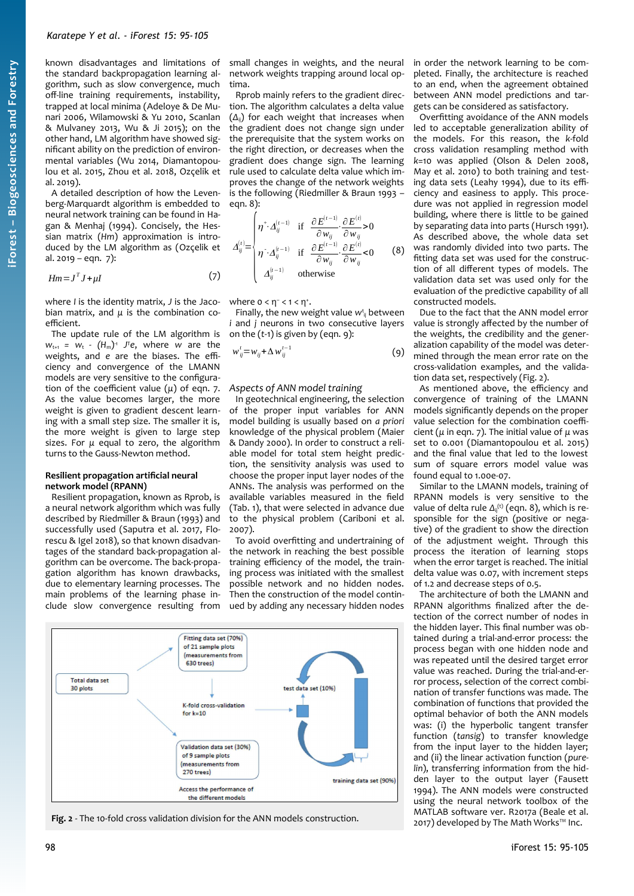known disadvantages and limitations of the standard backpropagation learning algorithm, such as slow convergence, much off-line training requirements, instability, trapped at local minima (Adeloye & De Munari 2006, Wilamowski & Yu 2010, Scanlan & Mulvaney 2013, Wu & Ji 2015); on the other hand, LM algorithm have showed significant ability on the prediction of environmental variables (Wu 2014, Diamantopoulou et al. 2015, Zhou et al. 2018, Ozçelik et al. 2019).

A detailed description of how the Levenberg-Marquardt algorithm is embedded to neural network training can be found in Hagan & Menhaj (1994). Concisely, the Hessian matrix (*Hm*) approximation is introduced by the LM algorithm as (Ozçelik et al. 2019 – eqn. 7):

$$Hm = J^T J + \mu I \tag{7}$$

where *I* is the identity matrix, *J* is the Jacobian matrix, and $\mu$ is the combination coefficient.

The update rule of the LM algorithm is $w_{t+1} = w_t - (H_m)^{-1} J^T e$, where *w* are the weights, and *e* are the biases. The efficiency and convergence of the LMANN models are very sensitive to the configuration of the coefficient value ($\mu$) of eqn. 7. As the value becomes larger, the more weight is given to gradient descent learning with a small step size. The smaller it is, the more weight is given to large step sizes. For $\mu$ equal to zero, the algorithm turns to the Gauss-Newton method.

### Resilient propagation artificial neural network model (RPANN)

Resilient propagation, known as Rprob, is a neural network algorithm which was fully described by Riedmiller & Braun (1993) and successfully used (Saputra et al. 2017, Florescu & Igel 2018), so that known disadvantages of the standard back-propagation algorithm can be overcome. The back-propagation algorithm has known drawbacks, due to elementary learning processes. The main problems of the learning phase include slow convergence resulting from small changes in weights, and the neural network weights trapping around local optima.

Rprob mainly refers to the gradient direction. The algorithm calculates a delta value ($\Delta_{ij}$) for each weight that increases when the gradient does not change sign under the prerequisite that the system works on the right direction, or decreases when the gradient does change sign. The learning rule used to calculate delta value which improves the change of the network weights is the following (Riedmiller & Braun 1993 – eqn. 8):

$$\Delta_{ij}^{(t)} = \begin{cases} \eta^{+} \cdot \Delta_{ij}^{(t-1)} & \text{if} \quad \dfrac{\partial E^{(t-1)}}{\partial w_{ij}} \cdot \dfrac{\partial E^{(t)}}{\partial w_{ij}} > 0 \\ \eta^{-} \cdot \Delta_{ij}^{(t-1)} & \text{if} \quad \dfrac{\partial E^{(t-1)}}{\partial w_{ij}} \cdot \dfrac{\partial E^{(t)}}{\partial w_{ij}} < 0 \\ \Delta_{ij}^{(t-1)} & \text{otherwise} \end{cases} \tag{8}$$

where $0 < \eta^{-} < 1 < \eta^{+}$.

Finally, the new weight value $w^t_{ij}$ between *i* and *j* neurons in two consecutive layers on the (*t*-1) is given by (eqn. 9):

$$w_{ij}^{t} = w_{ij} + \Delta w_{ij}^{t-1} \tag{9}$$

### *Aspects of ANN model training*

In geotechnical engineering, the selection of the proper input variables for ANN model building is usually based on *a priori* knowledge of the physical problem (Maier & Dandy 2000). In order to construct a reliable model for total stem height prediction, the sensitivity analysis was used to choose the proper input layer nodes of the ANNs. The analysis was performed on the available variables measured in the field (Tab. 1), that were selected in advance due to the physical problem (Cariboni et al. 2007).

To avoid overfitting and undertraining of the network in reaching the best possible training efficiency of the model, the training process was initiated with the smallest possible network and no hidden nodes. Then the construction of the model continued by adding any necessary hidden nodes in order the network learning to be completed. Finally, the agreement is reached to an end, when the agreement obtained between ANN model predictions and targets can be considered as satisfactory.

Overfitting avoidance of the ANN models led to acceptable generalization ability of the models. For this reason, the *k*-fold cross validation resampling method with *k*=10 was applied (Olson & Delen 2008, May et al. 2010) to both training and testing data sets (Leahy 1994), due to its efficiency and easiness to apply. This procedure was not applied in regression model building, where there is little to be gained by separating data into parts (Hursch 1991). As described above, the whole data set was randomly divided into two parts. The fitting data set was used for the construction of all different types of models. The validation data set was used only for the evaluation of the predictive capability of all constructed models.

Due to the fact that the ANN model error value is strongly affected by the number of the weights, the credibility and the generalization capability of the model was determined through the mean error rate on the cross-validation examples, and the validation data set, respectively (Fig. 2).

As mentioned above, the efficiency and convergence of training of the LMANN models significantly depends on the proper value selection for the combination coefficient ($\mu$ in eqn. 7). The initial value of $\mu$ was set to 0.001 (Diamantopoulou et al. 2015) and the final value that led to the lowest sum of square errors model value was found equal to 1.00e-07.

Similar to the LMANN models, training of RPANN models is very sensitive to the value of delta rule $\Delta_{ij}^{(t)}$ (eqn. 8), which is responsible for the sign (positive or negative) of the gradient to show the direction of the adjustment weight. Through this process the iteration of learning stops when the error target is reached. The initial delta value was 0.07, with increment steps of 1.2 and decrease steps of 0.5.

The architecture of both the LMANN and RPANN algorithms finalized after the detection of the correct number of nodes in the hidden layer. This final number was obtained during a trial-and-error process: the process began with one hidden node and was repeated until the desired target error value was reached. During the trial-and-error process, selection of the correct combination of transfer functions was made. The combination of functions that provided the optimal behavior of both the ANN models was: (i) the hyperbolic tangent transfer function (*tansig*) to transfer knowledge from the input layer to the hidden layer; and (ii) the linear activation function (*purelin*), transferring information from the hidden layer to the output layer (Fausett 1994). The ANN models were constructed using the neural network toolbox of the MATLAB software ver. R2017a (Beale et al. 2017) developed by The Math Works™ Inc.

Total data set 30 plots

Fitting data set (70%) of 21 sample plots (measurements from 630 trees)

K-fold cross-validation for k=10

test data set (10%)

training data set (90%)

Validation data set (30%) of 9 sample plots (measurements from 270 trees)

Access the performance of the different models

**Fig. 2** - The 10-fold cross validation division for the ANN models construction.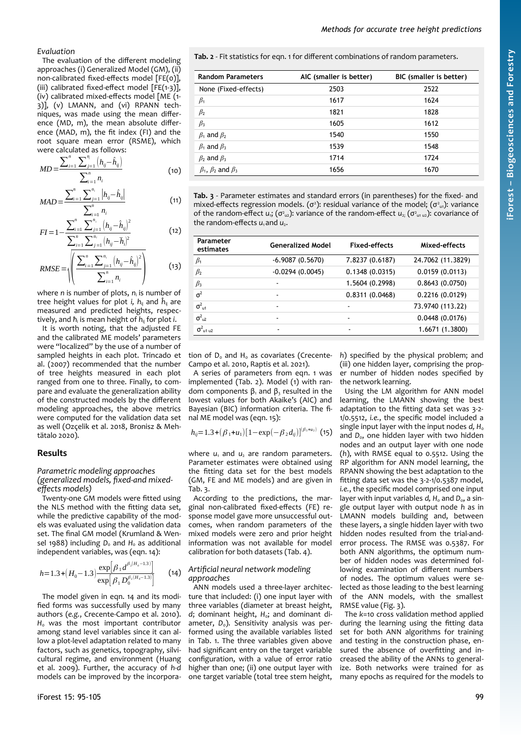*Evaluation*

The evaluation of the different modeling approaches (i) Generalized Model (GM), (ii) non-calibrated fixed-effects model [FE(0)], (iii) calibrated fixed-effect model [FE(1-3)], (iv) calibrated mixed-effects model [ME (1-3)], (v) LMANN, and (vi) RPANN techniques, was made using the mean difference (MD, m), the mean absolute difference (MAD, m), the fit index (FI) and the root square mean error (RSME), which were calculated as follows:

$$MD=\frac{\sum_{i=1}^{n}\sum_{j=1}^{n_i}\left(h_{ij}-\hat{h}_{ij}\right)}{\sum_{i=1}^{n}n_i} \quad (10)$$

$$MAD=\frac{\sum_{i=1}^{n}\sum_{j=1}^{n_i}\left|h_{ij}-\hat{h}_{ij}\right|}{\sum_{i=1}^{n}n_i} \quad (11)$$

$$FI=1-\frac{\sum_{i=1}^{n}\sum_{j=1}^{n_i}\left(h_{ij}-\hat{h}_{ij}\right)^2}{\sum_{i=1}^{n}\sum_{j=1}^{n_i}\left(h_{ij}-\bar{h}_{i}\right)^2} \quad (12)$$

$$RMSE=\sqrt{\left(\frac{\sum_{i=1}^{n}\sum_{j=1}^{n_i}\left(h_{ij}-\hat{h}_{ij}\right)^2}{\sum_{i=1}^{n}n_i}\right)} \quad (13)$$

where $n$ is number of plots, $n_i$ is number of tree height values for plot $i$, $h_{ij}$ and $\hat{h}_{ij}$ are measured and predicted heights, respectively, and $\bar{h}_i$ is mean height of $h_{ij}$ for plot $i$.

It is worth noting, that the adjusted FE and the calibrated ME models' parameters were "localized" by the use of a number of sampled heights in each plot. Trincado et al. (2007) recommended that the number of tree heights measured in each plot ranged from one to three. Finally, to compare and evaluate the generalization ability of the constructed models by the different modeling approaches, the above metrics were computed for the validation data set as well (Ozçelik et al. 2018, Bronisz & Mehtätalo 2020).

## Results

*Parametric modeling approaches (generalized models, fixed-and mixed-effects models)*

Twenty-one GM models were fitted using the NLS method with the fitting data set, while the predictive capability of the models was evaluated using the validation data set. The final GM model (Krumland & Wensel 1988) including $D_o$ and $H_o$ as additional independent variables, was (eqn. 14):

$$h=1.3+\left(H_o-1.3\right)\frac{\exp\left[\beta_1 d^{\beta_2(H_o-1.3)}\right]}{\exp\left[\beta_1 D_0^{\beta_2(H_o-1.3)}\right]} \quad (14)$$

The model given in eqn. 14 and its modified forms was successfully used by many authors (*e.g.*, Crecente-Campo et al. 2010). $H_o$ was the most important contributor among stand level variables since it can allow a plot-level adaptation related to many factors, such as genetics, topography, silvicultural regime, and environment (Huang et al. 2009). Further, the accuracy of *h-d* models can be improved by the incorporation of $D_o$ and $H_o$ as covariates (Crecente-Campo et al. 2010, Raptis et al. 2021).

**Tab. 2** - Fit statistics for eqn. 1 for different combinations of random parameters.

| Random Parameters | AIC (smaller is better) | BIC (smaller is better) |
|---|---|---|
| None (Fixed-effects) | 2503 | 2522 |
| $\beta_1$ | 1617 | 1624 |
| $\beta_2$ | 1821 | 1828 |
| $\beta_3$ | 1605 | 1612 |
| $\beta_1$ and $\beta_2$ | 1540 | 1550 |
| $\beta_1$ and $\beta_3$ | 1539 | 1548 |
| $\beta_2$ and $\beta_3$ | 1714 | 1724 |
| $\beta_1$, $\beta_2$ and $\beta_3$ | 1656 | 1670 |

**Tab. 3** - Parameter estimates and standard errors (in parentheses) for the fixed- and mixed-effects regression models. ($\sigma^2$): residual variance of the model; ($\sigma^2_{u1}$): variance of the random-effect $u_1$; ($\sigma^2_{u2}$): variance of the random-effect $u_2$; ($\sigma^2_{u1\,u2}$): covariance of the random-effects $u_1$ and $u_2$.

| Parameter estimates | Generalized Model | Fixed-effects | Mixed-effects |
|---|---|---|---|
| $\beta_1$ | -6.9087 (0.5670) | 7.8237 (0.6187) | 24.7062 (11.3829) |
| $\beta_2$ | -0.0294 (0.0045) | 0.1348 (0.0315) | 0.0159 (0.0113) |
| $\beta_3$ | - | 1.5604 (0.2998) | 0.8643 (0.0750) |
| $\sigma^2$ | - | 0.8311 (0.0468) | 0.2216 (0.0129) |
| $\sigma^2_{u1}$ | - | - | 73.9740 (113.22) |
| $\sigma^2_{u2}$ | - | - | 0.0448 (0.0176) |
| $\sigma^2_{u1\,u2}$ | - | - | 1.6671 (1.3800) |

A series of parameters from eqn. 1 was implemented (Tab. 2). Model (1) with random components $\beta_1$ and $\beta_3$ resulted in the lowest values for both Akaike's (AIC) and Bayesian (BIC) information criteria. The final ME model was (eqn. 15):

$$h_{ij}=1.3+\left(\beta_1+u_1\right)\left[1-\exp\left(-\beta_2 d_{ij}\right)\right]^{\left(\beta_3+u_2\right)} \quad (15)$$

where $u_1$ and $u_2$ are random parameters. Parameter estimates were obtained using the fitting data set for the best models (GM, FE and ME models) and are given in Tab. 3.

According to the predictions, the marginal non-calibrated fixed-effects (FE) response model gave more unsuccessful outcomes, when random parameters of the mixed models were zero and prior height information was not available for model calibration for both datasets (Tab. 4).

*Artificial neural network modeling approaches*

ANN models used a three-layer architecture that included: (i) one input layer with three variables (diameter at breast height, $d$; dominant height, $H_o$; and dominant diameter, $D_o$). Sensitivity analysis was performed using the available variables listed in Tab. 1. The three variables given above had significant entry on the target variable configuration, with a value of error ratio higher than one; (ii) one output layer with one target variable (total tree stem height, $h$) specified by the physical problem; and (iii) one hidden layer, comprising the proper number of hidden nodes specified by the network learning.

Using the LM algorithm for ANN model learning, the LMANN showing the best adaptation to the fitting data set was 3-2-1/0.5512, *i.e.*, the specific model included a single input layer with the input nodes $d$, $H_o$ and $D_o$, one hidden layer with two hidden nodes and an output layer with one node ($h$), with RMSE equal to 0.5512. Using the RP algorithm for ANN model learning, the RPANN showing the best adaptation to the fitting data set was the 3-2-1/0.5387 model, *i.e.*, the specific model comprised one input layer with input variables $d$, $H_o$ and $D_o$, a single output layer with output node $h$ as in LMANN models building and, between these layers, a single hidden layer with two hidden nodes resulted from the trial-and-error process. The RMSE was 0.5387. For both ANN algorithms, the optimum number of hidden nodes was determined following examination of different numbers of nodes. The optimum values were selected as those leading to the best learning of the ANN models, with the smallest RMSE value (Fig. 3).

The $k$=10 cross validation method applied during the learning using the fitting data set for both ANN algorithms for training and testing in the construction phase, ensured the absence of overfitting and increased the ability of the ANNs to generalize. Both networks were trained for as many epochs as required for the models to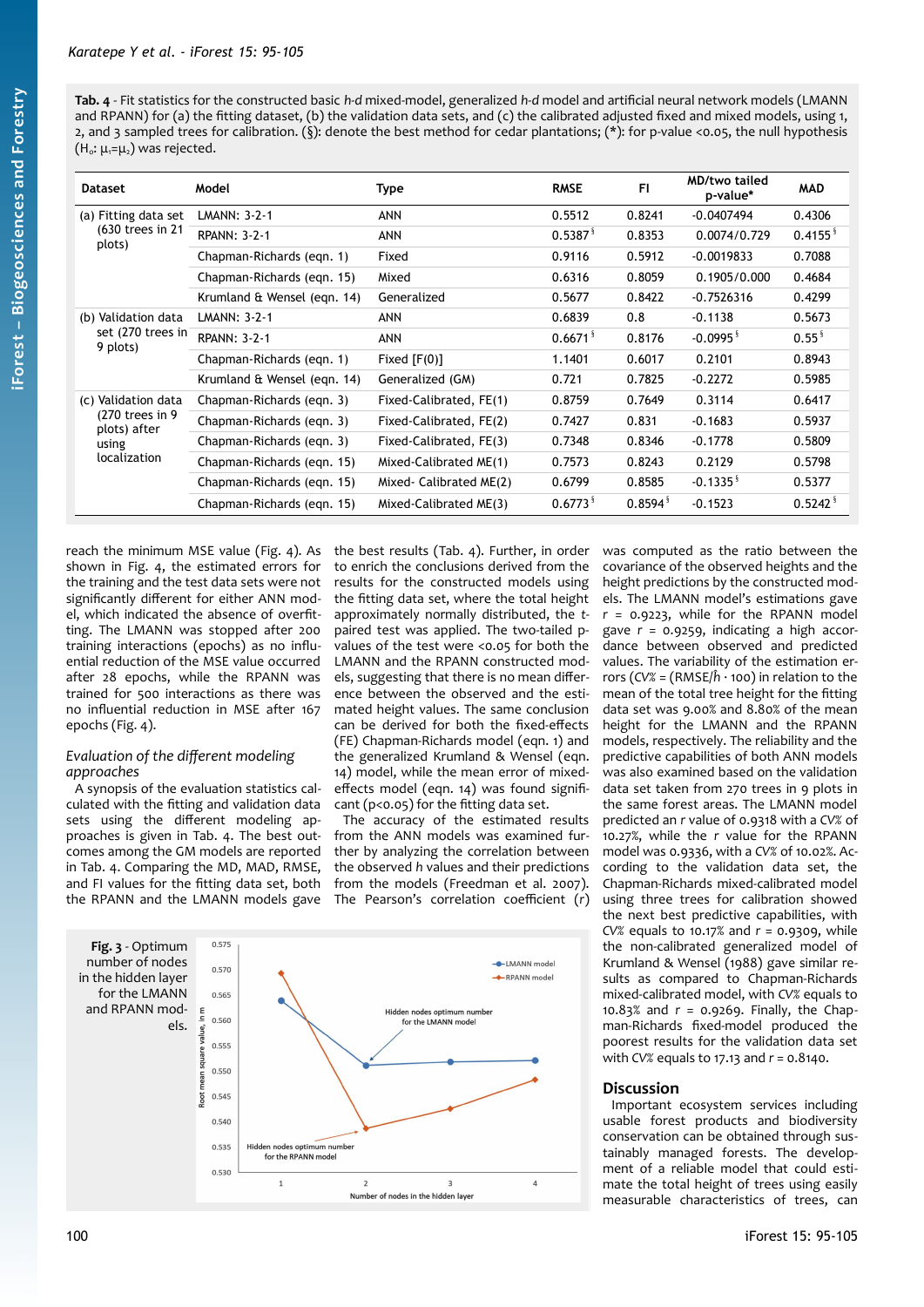**Tab. 4** - Fit statistics for the constructed basic *h-d* mixed-model, generalized *h-d* model and artificial neural network models (LMANN and RPANN) for (a) the fitting dataset, (b) the validation data sets, and (c) the calibrated adjusted fixed and mixed models, using 1, 2, and 3 sampled trees for calibration. (§): denote the best method for cedar plantations; (*): for p-value <0.05, the null hypothesis ($H_0$: $\mu_1=\mu_2$) was rejected.

| Dataset | Model | Type | RMSE | FI | MD/two tailed p-value* | MAD |
|---|---|---|---|---|---|---|
| (a) Fitting data set (630 trees in 21 plots) | LMANN: 3-2-1 | ANN | 0.5512 | 0.8241 | -0.0407494 | 0.4306 |
| | RPANN: 3-2-1 | ANN | 0.5387 § | 0.8353 | 0.0074/0.729 | 0.4155 § |
| | Chapman-Richards (eqn. 1) | Fixed | 0.9116 | 0.5912 | -0.0019833 | 0.7088 |
| | Chapman-Richards (eqn. 15) | Mixed | 0.6316 | 0.8059 | 0.1905/0.000 | 0.4684 |
| | Krumland & Wensel (eqn. 14) | Generalized | 0.5677 | 0.8422 | -0.7526316 | 0.4299 |
| (b) Validation data set (270 trees in 9 plots) | LMANN: 3-2-1 | ANN | 0.6839 | 0.8 | -0.1138 | 0.5673 |
| | RPANN: 3-2-1 | ANN | 0.6671 § | 0.8176 | -0.0995 § | 0.55 § |
| | Chapman-Richards (eqn. 1) | Fixed [F(0)] | 1.1401 | 0.6017 | 0.2101 | 0.8943 |
| | Krumland & Wensel (eqn. 14) | Generalized (GM) | 0.721 | 0.7825 | -0.2272 | 0.5985 |
| (c) Validation data (270 trees in 9 plots) after using localization | Chapman-Richards (eqn. 3) | Fixed-Calibrated, FE(1) | 0.8759 | 0.7649 | 0.3114 | 0.6417 |
| | Chapman-Richards (eqn. 3) | Fixed-Calibrated, FE(2) | 0.7427 | 0.831 | -0.1683 | 0.5937 |
| | Chapman-Richards (eqn. 3) | Fixed-Calibrated, FE(3) | 0.7348 | 0.8346 | -0.1778 | 0.5809 |
| | Chapman-Richards (eqn. 15) | Mixed-Calibrated ME(1) | 0.7573 | 0.8243 | 0.2129 | 0.5798 |
| | Chapman-Richards (eqn. 15) | Mixed- Calibrated ME(2) | 0.6799 | 0.8585 | -0.1335 § | 0.5377 |
| | Chapman-Richards (eqn. 15) | Mixed-Calibrated ME(3) | 0.6773 § | 0.8594 § | -0.1523 | 0.5242 § |

reach the minimum MSE value (Fig. 4). As shown in Fig. 4, the estimated errors for the training and the test data sets were not significantly different for either ANN model, which indicated the absence of overfitting. The LMANN was stopped after 200 training interactions (epochs) as no influential reduction of the MSE value occurred after 28 epochs, while the RPANN was trained for 500 interactions as there was no influential reduction in MSE after 167 epochs (Fig. 4).

### *Evaluation of the different modeling approaches*

A synopsis of the evaluation statistics calculated with the fitting and validation data sets using the different modeling approaches is given in Tab. 4. The best outcomes among the GM models are reported in Tab. 4. Comparing the MD, MAD, RMSE, and FI values for the fitting data set, both the RPANN and the LMANN models gave the best results (Tab. 4). Further, in order to enrich the conclusions derived from the results for the constructed models using the fitting data set, where the total height approximately normally distributed, the t-paired test was applied. The two-tailed p-values of the test were <0.05 for both the LMANN and the RPANN constructed models, suggesting that there is no mean difference between the observed and the estimated height values. The same conclusion can be derived for both the fixed-effects (FE) Chapman-Richards model (eqn. 1) and the generalized Krumland & Wensel (eqn. 14) model, while the mean error of mixed-effects model (eqn. 14) was found significant ($p<0.05$) for the fitting data set.

The accuracy of the estimated results from the ANN models was examined further by analyzing the correlation between the observed *h* values and their predictions from the models (Freedman et al. 2007). The Pearson's correlation coefficient (*r*) was computed as the ratio between the covariance of the observed heights and the height predictions by the constructed models. The LMANN model's estimations gave $r = 0.9223$, while for the RPANN model gave $r = 0.9259$, indicating a high accordance between observed and predicted values. The variability of the estimation errors ($CV\% = (RMSE/\bar{h} \cdot 100)$) in relation to the mean of the total tree height for the fitting data set was 9.00% and 8.80% of the mean height for the LMANN and the RPANN models, respectively. The reliability and the predictive capabilities of both ANN models was also examined based on the validation data set taken from 270 trees in 9 plots in the same forest areas. The LMANN model predicted an *r* value of 0.9318 with a *CV%* of 10.27%, while the *r* value for the RPANN model was 0.9336, with a *CV%* of 10.02%. According to the validation data set, the Chapman-Richards mixed-calibrated model using three trees for calibration showed the next best predictive capabilities, with *CV%* equals to 10.17% and $r = 0.9309$, while the non-calibrated generalized model of Krumland & Wensel (1988) gave similar results as compared to Chapman-Richards mixed-calibrated model, with *CV%* equals to 10.83% and $r = 0.9269$. Finally, the Chapman-Richards fixed-model produced the poorest results for the validation data set with *CV%* equals to 17.13 and $r = 0.8140$.

**Fig. 3** - Optimum number of nodes in the hidden layer for the LMANN and RPANN models.

## Discussion

Important ecosystem services including usable forest products and biodiversity conservation can be obtained through sustainably managed forests. The development of a reliable model that could estimate the total height of trees using easily measurable characteristics of trees, can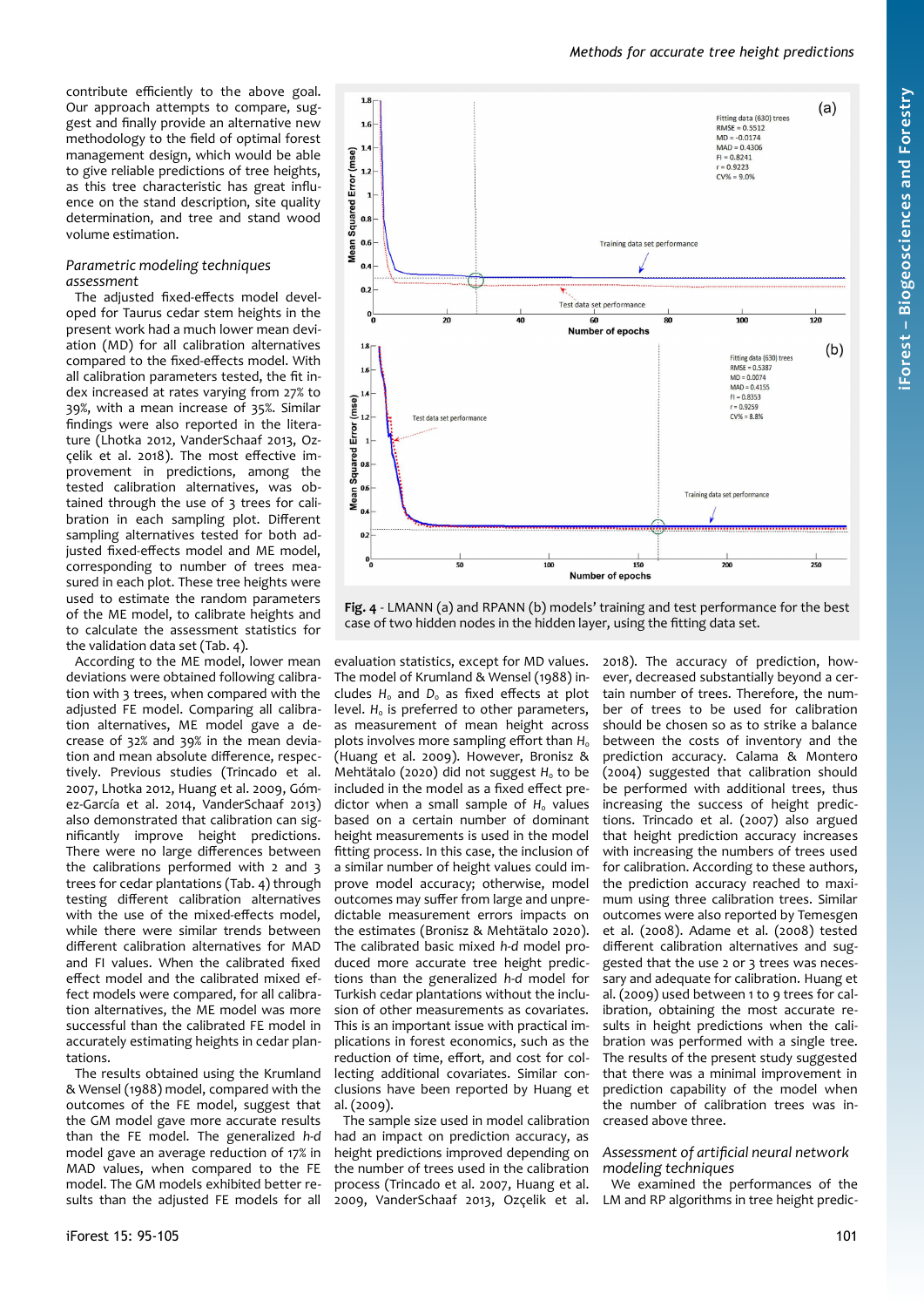contribute efficiently to the above goal. Our approach attempts to compare, suggest and finally provide an alternative new methodology to the field of optimal forest management design, which would be able to give reliable predictions of tree heights, as this tree characteristic has great influence on the stand description, site quality determination, and tree and stand wood volume estimation.

### Parametric modeling techniques assessment

The adjusted fixed-effects model developed for Taurus cedar stem heights in the present work had a much lower mean deviation (MD) for all calibration alternatives compared to the fixed-effects model. With all calibration parameters tested, the fit index increased at rates varying from 27% to 39%, with a mean increase of 35%. Similar findings were also reported in the literature (Lhotka 2012, VanderSchaaf 2013, Ozçelik et al. 2018). The most effective improvement in predictions, among the tested calibration alternatives, was obtained through the use of 3 trees for calibration in each sampling plot. Different sampling alternatives tested for both adjusted fixed-effects model and ME model, corresponding to number of trees measured in each plot. These tree heights were used to estimate the random parameters of the ME model, to calibrate heights and to calculate the assessment statistics for the validation data set (Tab. 4).

According to the ME model, lower mean deviations were obtained following calibration with 3 trees, when compared with the adjusted FE model. Comparing all calibration alternatives, ME model gave a decrease of 32% and 39% in the mean deviation and mean absolute difference, respectively. Previous studies (Trincado et al. 2007, Lhotka 2012, Huang et al. 2009, Gómez-García et al. 2014, VanderSchaaf 2013) also demonstrated that calibration can significantly improve height predictions. There were no large differences between the calibrations performed with 2 and 3 trees for cedar plantations (Tab. 4) through testing different calibration alternatives with the use of the mixed-effects model, while there were similar trends between different calibration alternatives for MAD and FI values. When the calibrated fixed effect model and the calibrated mixed effect models were compared, for all calibration alternatives, the ME model was more successful than the calibrated FE model in accurately estimating heights in cedar plantations.

The results obtained using the Krumland & Wensel (1988) model, compared with the outcomes of the FE model, suggest that the GM model gave more accurate results than the FE model. The generalized *h-d* model gave an average reduction of 17% in MAD values, when compared to the FE model. The GM models exhibited better results than the adjusted FE models for all evaluation statistics, except for MD values. The model of Krumland & Wensel (1988) includes $H_o$ and $D_o$ as fixed effects at plot level. $H_o$ is preferred to other parameters, as measurement of mean height across plots involves more sampling effort than $H_o$ (Huang et al. 2009). However, Bronisz & Mehtätalo (2020) did not suggest $H_o$ to be included in the model as a fixed effect predictor when a small sample of $H_o$ values based on a certain number of dominant height measurements is used in the model fitting process. In this case, the inclusion of a similar number of height values could improve model accuracy; otherwise, model outcomes may suffer from large and unpredictable measurement errors impacts on the estimates (Bronisz & Mehtätalo 2020). The calibrated basic mixed *h-d* model produced more accurate tree height predictions than the generalized *h-d* model for Turkish cedar plantations without the inclusion of other measurements as covariates. This is an important issue with practical implications in forest economics, such as the reduction of time, effort, and cost for collecting additional covariates. Similar conclusions have been reported by Huang et al. (2009).

The sample size used in model calibration had an impact on prediction accuracy, as height predictions improved depending on the number of trees used in the calibration process (Trincado et al. 2007, Huang et al. 2009, VanderSchaaf 2013, Ozçelik et al. 2018). The accuracy of prediction, however, decreased substantially beyond a certain number of trees. Therefore, the number of trees to be used for calibration should be chosen so as to strike a balance between the costs of inventory and the prediction accuracy. Calama & Montero (2004) suggested that calibration should be performed with additional trees, thus increasing the success of height predictions. Trincado et al. (2007) also argued that height prediction accuracy increases with increasing the numbers of trees used for calibration. According to these authors, the prediction accuracy reached to maximum using three calibration trees. Similar outcomes were also reported by Temesgen et al. (2008). Adame et al. (2008) tested different calibration alternatives and suggested that the use 2 or 3 trees was necessary and adequate for calibration. Huang et al. (2009) used between 1 to 9 trees for calibration, obtaining the most accurate results in height predictions when the calibration was performed with a single tree. The results of the present study suggested that there was a minimal improvement in prediction capability of the model when the number of calibration trees was increased above three.

**Fig. 4** - LMANN (a) and RPANN (b) models' training and test performance for the best case of two hidden nodes in the hidden layer, using the fitting data set.

### Assessment of artificial neural network modeling techniques

We examined the performances of the LM and RP algorithms in tree height predic-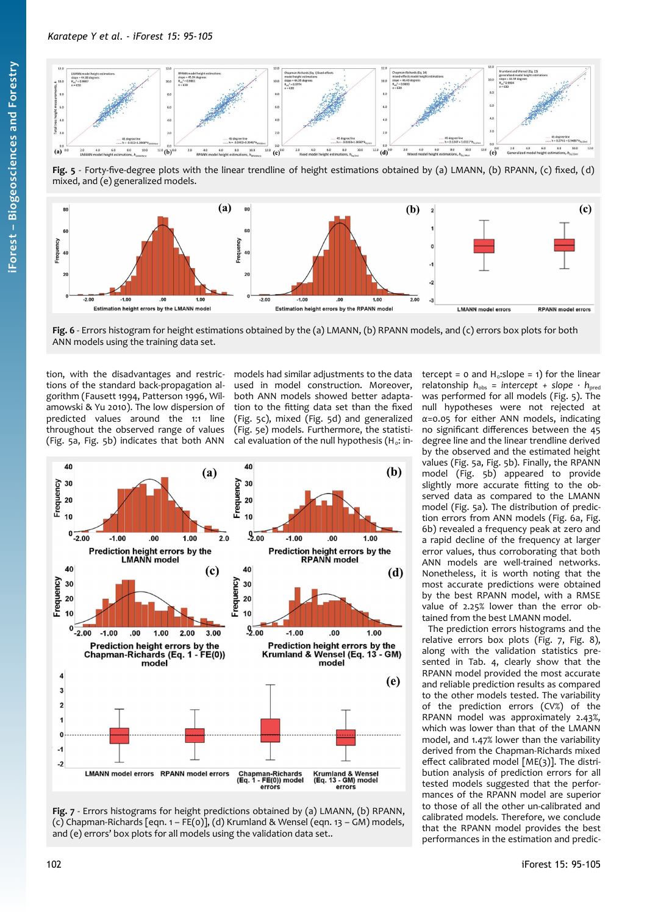**Fig. 5** - Forty-five-degree plots with the linear trendline of height estimations obtained by (a) LMANN, (b) RPANN, (c) fixed, (d) mixed, and (e) generalized models.

**Fig. 6** - Errors histogram for height estimations obtained by the (a) LMANN, (b) RPANN models, and (c) errors box plots for both ANN models using the training data set.

tion, with the disadvantages and restrictions of the standard back-propagation algorithm (Fausett 1994, Patterson 1996, Wilamowski & Yu 2010). The low dispersion of predicted values around the 1:1 line throughout the observed range of values (Fig. 5a, Fig. 5b) indicates that both ANN models had similar adjustments to the data used in model construction. Moreover, both ANN models showed better adaptation to the fitting data set than the fixed (Fig. 5c), mixed (Fig. 5d) and generalized (Fig. 5e) models. Furthermore, the statistical evaluation of the null hypothesis ($H_0$: intercept = 0 and $H_0$:slope = 1) for the linear relationship $h_{obs}$ = *intercept* + *slope* · $h_{pred}$ was performed for all models (Fig. 5). The null hypotheses were not rejected at $\alpha$=0.05 for either ANN models, indicating no significant differences between the 45 degree line and the linear trendline derived by the observed and the estimated height values (Fig. 5a, Fig. 5b). Finally, the RPANN model (Fig. 5b) appeared to provide slightly more accurate fitting to the observed data as compared to the LMANN model (Fig. 5a). The distribution of prediction errors from ANN models (Fig. 6a, Fig. 6b) revealed a frequency peak at zero and a rapid decline of the frequency at larger error values, thus corroborating that both ANN models are well-trained networks. Nonetheless, it is worth noting that the most accurate predictions were obtained by the best RPANN model, with a RMSE value of 2.25% lower than the error obtained from the best LMANN model.

The prediction errors histograms and the relative errors box plots (Fig. 7, Fig. 8), along with the validation statistics presented in Tab. 4, clearly show that the RPANN model provided the most accurate and reliable prediction results as compared to the other models tested. The variability of the prediction errors (CV%) of the RPANN model was approximately 2.43%, which was lower than that of the LMANN model, and 1.47% lower than the variability derived from the Chapman-Richards mixed effect calibrated model [ME(3)]. The distribution analysis of prediction errors for all tested models suggested that the performances of the RPANN model are superior to those of all the other un-calibrated and calibrated models. Therefore, we conclude that the RPANN model provides the best performances in the estimation and predic-

**Fig. 7** - Errors histograms for height predictions obtained by (a) LMANN, (b) RPANN, (c) Chapman-Richards [eqn. 1 – FE(0)], (d) Krumland & Wensel (eqn. 13 – GM) models, and (e) errors' box plots for all models using the validation data set..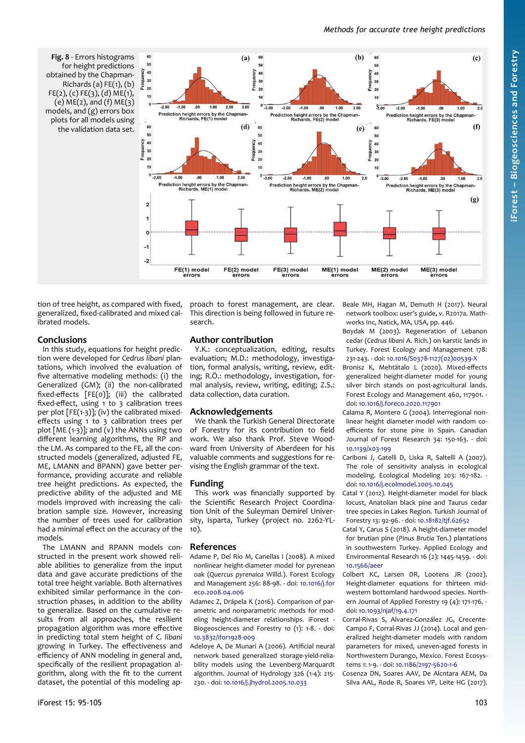**Fig. 8** - Errors histograms for height predictions obtained by the Chapman-Richards (a) FE(1), (b) FE(2), (c) FE(3), (d) ME(1), (e) ME(2), and (f) ME(3) models, and (g) errors box plots for all models using the validation data set.

tion of tree height, as compared with fixed, generalized, fixed-calibrated and mixed calibrated models.

## Conclusions

In this study, equations for height prediction were developed for *Cedrus libani* plantations, which involved the evaluation of five alternative modeling methods: (i) the Generalized (GM); (ii) the non-calibrated fixed-effects [FE(0)]; (iii) the calibrated fixed-effect, using 1 to 3 calibration trees per plot [FE(1-3)]; (iv) the calibrated mixed-effects using 1 to 3 calibration trees per plot [ME (1-3)]; and (v) the ANNs using two different learning algorithms, the RP and the LM. As compared to the FE, all the constructed models (generalized, adjusted FE, ME, LMANN and BPANN) gave better performance, providing accurate and reliable tree height predictions. As expected, the predictive ability of the adjusted and ME models improved with increasing the calibration sample size. However, increasing the number of trees used for calibration had a minimal effect on the accuracy of the models.

The LMANN and RPANN models constructed in the present work showed reliable abilities to generalize from the input data and gave accurate predictions of the total tree height variable. Both alternatives exhibited similar performance in the construction phases, in addition to the ability to generalize. Based on the cumulative results from all approaches, the resilient propagation algorithm was more effective in predicting total stem height of *C. libani* growing in Turkey. The effectiveness and efficiency of ANN modeling in general and, specifically of the resilient propagation algorithm, along with the fit to the current dataset, the potential of this modeling approach to forest management, are clear. This direction is being followed in future research.

## Author contribution

Y.K.: conceptualization, editing, results evaluation; M.D.: methodology, investigation, formal analysis, writing, review, editing; R.Ö.: methodology, investigation, formal analysis, review, writing, editing; Z.S.: data collection, data curation.

## Acknowledgements

We thank the Turkish General Directorate of Forestry for its contribution to field work. We also thank Prof. Steve Woodward from University of Aberdeen for his valuable comments and suggestions for revising the English grammar of the text.

## Funding

This work was financially supported by the Scientific Research Project Coordination Unit of the Suleyman Demirel University, Isparta, Turkey (project no. 2262-YL-10).

## References

Adame P, Del Río M, Canellas I (2008). A mixed nonlinear height-diameter model for pyrenean oak (*Quercus pyrenaica* Willd.). Forest Ecology and Management 256: 88-98. - doi: 10.1016/j.foreco.2008.04.006

Adamec Z, Drápela K (2016). Comparison of parametric and nonparametric methods for modeling height-diameter relationships. iForest - Biogeosciences and Forestry 10 (1): 1-8. - doi: 10.3832/ifor1928-009

Adeloye A, De Munari A (2006). Artificial neural network based generalized storage-yield-reliability models using the Levenberg-Marquardt algorithm. Journal of Hydrology 326 (1-4): 215-230. - doi: 10.1016/j.jhydrol.2005.10.033

Beale MH, Hagan M, Demuth H (2017). Neural network toolbox: user's guide, v. R2017a. Mathworks Inc, Natick, MA, USA, pp. 446.

Boydak M (2003). Regeneration of Lebanon cedar (*Cedrus libani* A. Rich.) on karstic lands in Turkey. Forest Ecology and Management 178: 231-243. - doi: 10.1016/S0378-1127(02)00539-X

Bronisz K, Mehtätalo L (2020). Mixed-effects generalized height-diameter model for young silver birch stands on post-agricultural lands. Forest Ecology and Management 460, 117901. - doi: 10.1016/j.foreco.2020.117901

Calama R, Montero G (2004). Interregional nonlinear height diameter model with random coefficients for stone pine in Spain. Canadian Journal of Forest Research 34: 150-163. - doi: 10.1139/x03-199

Cariboni J, Gatelli D, Liska R, Saltelli A (2007). The role of sensitivity analysis in ecological modeling. Ecological Modeling 203: 167-182. - doi: 10.1016/j.ecolmodel.2005.10.045

Catal Y (2012). Height-diameter model for black locust, Anatolian black pine and Taurus cedar tree species in Lakes Region. Turkish Journal of Forestry 13: 92-96. - doi: 10.18182/tjf.62652

Catal Y, Carus S (2018). A height-diameter model for brutian pine (*Pinus Brutia* Ten.) plantations in southwestern Turkey. Applied Ecology and Environmental Research 16 (2): 1445-1459. - doi: 10.1566/aeer

Colbert KC, Larsen DR, Lootens JR (2002). Height-diameter equations for thirteen midwestern bottomland hardwood species. Northern Journal of Applied Forestry 19 (4): 171-176. - doi: 10.1093/njaf/19.4.171

Corral-Rivas S, Alvarez-González JG, Crecente-Campo F, Corral-Rivas JJ (2014). Local and generalized height-diameter models with random parameters for mixed, uneven-aged forests in Northwestern Durango, Mexico. Forest Ecosystems 1: 1-9. - doi: 10.1186/2197-5620-1-6

Cosenza DN, Soares AAV, De Alcntara AEM, Da Silva AAL, Rode R, Soares VP, Leite HG (2017).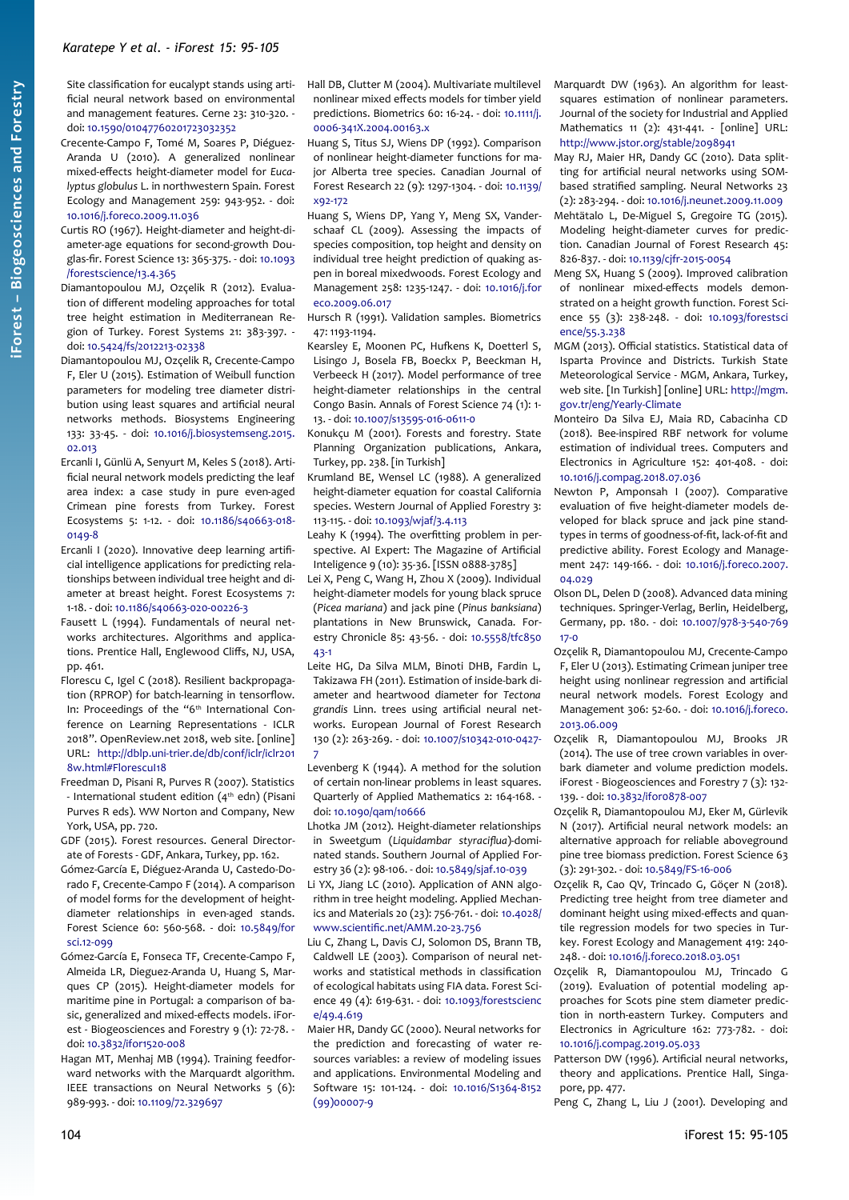Site classification for eucalypt stands using artificial neural network based on environmental and management features. Cerne 23: 310-320. - doi: 10.1590/01047760201723032352

Crecente-Campo F, Tomé M, Soares P, Diéguez-Aranda U (2010). A generalized nonlinear mixed-effects height-diameter model for *Eucalyptus globulus* L. in northwestern Spain. Forest Ecology and Management 259: 943-952. - doi: 10.1016/j.foreco.2009.11.036

Curtis RO (1967). Height-diameter and height-diameter-age equations for second-growth Douglas-fir. Forest Science 13: 365-375. - doi: 10.1093/forestscience/13.4.365

Diamantopoulou MJ, Ozçelik R (2012). Evaluation of different modeling approaches for total tree height estimation in Mediterranean Region of Turkey. Forest Systems 21: 383-397. - doi: 10.5424/fs/2012213-02338

Diamantopoulou MJ, Ozçelik R, Crecente-Campo F, Eler U (2015). Estimation of Weibull function parameters for modeling tree diameter distribution using least squares and artificial neural networks methods. Biosystems Engineering 133: 33-45. - doi: 10.1016/j.biosystemseng.2015.02.013

Ercanli I, Günlü A, Senyurt M, Keles S (2018). Artificial neural network models predicting the leaf area index: a case study in pure even-aged Crimean pine forests from Turkey. Forest Ecosystems 5: 1-12. - doi: 10.1186/s40663-018-0149-8

Ercanli I (2020). Innovative deep learning artificial intelligence applications for predicting relationships between individual tree height and diameter at breast height. Forest Ecosystems 7: 1-18. - doi: 10.1186/s40663-020-00226-3

Fausett L (1994). Fundamentals of neural networks architectures. Algorithms and applications. Prentice Hall, Englewood Cliffs, NJ, USA, pp. 461.

Florescu C, Igel C (2018). Resilient backpropagation (RPROP) for batch-learning in tensorflow. In: Proceedings of the "6th International Conference on Learning Representations - ICLR 2018". OpenReview.net 2018, web site. [online] URL: http://dblp.uni-trier.de/db/conf/iclr/iclr2018w.html#FlorescuI18

Freedman D, Pisani R, Purves R (2007). Statistics - International student edition (4th edn) (Pisani Purves R eds). WW Norton and Company, New York, USA, pp. 720.

GDF (2015). Forest resources. General Directorate of Forests - GDF, Ankara, Turkey, pp. 162.

Gómez-García E, Diéguez-Aranda U, Castedo-Dorado F, Crecente-Campo F (2014). A comparison of model forms for the development of height-diameter relationships in even-aged stands. Forest Science 60: 560-568. - doi: 10.5849/forsci.12-099

Gómez-García E, Fonseca TF, Crecente-Campo F, Almeida LR, Dieguez-Aranda U, Huang S, Marques CP (2015). Height-diameter models for maritime pine in Portugal: a comparison of basic, generalized and mixed-effects models. iForest - Biogeosciences and Forestry 9 (1): 72-78. - doi: 10.3832/ifor1520-008

Hagan MT, Menhaj MB (1994). Training feedforward networks with the Marquardt algorithm. IEEE transactions on Neural Networks 5 (6): 989-993. - doi: 10.1109/72.329697

Hall DB, Clutter M (2004). Multivariate multilevel nonlinear mixed effects models for timber yield predictions. Biometrics 60: 16-24. - doi: 10.1111/j.0006-341X.2004.00163.x

Huang S, Titus SJ, Wiens DP (1992). Comparison of nonlinear height-diameter functions for major Alberta tree species. Canadian Journal of Forest Research 22 (9): 1297-1304. - doi: 10.1139/x92-172

Huang S, Wiens DP, Yang Y, Meng SX, Vanderschaaf CL (2009). Assessing the impacts of species composition, top height and density on individual tree height prediction of quaking aspen in boreal mixedwoods. Forest Ecology and Management 258: 1235-1247. - doi: 10.1016/j.foreco.2009.06.017

Hursch R (1991). Validation samples. Biometrics 47: 1193-1194.

Kearsley E, Moonen PC, Hufkens K, Doetterl S, Lisingo J, Bosela FB, Boeckx P, Beeckman H, Verbeeck H (2017). Model performance of tree height-diameter relationships in the central Congo Basin. Annals of Forest Science 74 (1): 1-13. - doi: 10.1007/s13595-016-0611-0

Konukçu M (2001). Forests and forestry. State Planning Organization publications, Ankara, Turkey, pp. 238. [in Turkish]

Krumland BE, Wensel LC (1988). A generalized height-diameter equation for coastal California species. Western Journal of Applied Forestry 3: 113-115. - doi: 10.1093/wjaf/3.4.113

Leahy K (1994). The overfitting problem in perspective. AI Expert: The Magazine of Artificial Inteligence 9 (10): 35-36. [ISSN 0888-3785]

Lei X, Peng C, Wang H, Zhou X (2009). Individual height-diameter models for young black spruce (*Picea mariana*) and jack pine (*Pinus banksiana*) plantations in New Brunswick, Canada. Forestry Chronicle 85: 43-56. - doi: 10.5558/tfc85043-1

Leite HG, Da Silva MLM, Binoti DHB, Fardin L, Takizawa FH (2011). Estimation of inside-bark diameter and heartwood diameter for *Tectona grandis* Linn. trees using artificial neural networks. European Journal of Forest Research 130 (2): 263-269. - doi: 10.1007/s10342-010-0427-7

Levenberg K (1944). A method for the solution of certain non-linear problems in least squares. Quarterly of Applied Mathematics 2: 164-168. - doi: 10.1090/qam/10666

Lhotka JM (2012). Height-diameter relationships in Sweetgum (*Liquidambar styraciflua*)-dominated stands. Southern Journal of Applied Forestry 36 (2): 98-106. - doi: 10.5849/sjaf.10-039

Li YX, Jiang LC (2010). Application of ANN algorithm in tree height modeling. Applied Mechanics and Materials 20 (23): 756-761. - doi: 10.4028/www.scientific.net/AMM.20-23.756

Liu C, Zhang L, Davis CJ, Solomon DS, Brann TB, Caldwell LE (2003). Comparison of neural networks and statistical methods in classification of ecological habitats using FIA data. Forest Science 49 (4): 619-631. - doi: 10.1093/forestscience/49.4.619

Maier HR, Dandy GC (2000). Neural networks for the prediction and forecasting of water resources variables: a review of modeling issues and applications. Environmental Modeling and Software 15: 101-124. - doi: 10.1016/S1364-8152(99)00007-9

Marquardt DW (1963). An algorithm for least-squares estimation of nonlinear parameters. Journal of the society for Industrial and Applied Mathematics 11 (2): 431-441. - [online] URL: http://www.jstor.org/stable/2098941

May RJ, Maier HR, Dandy GC (2010). Data splitting for artificial neural networks using SOM-based stratified sampling. Neural Networks 23 (2): 283-294. - doi: 10.1016/j.neunet.2009.11.009

Mehtätalo L, De-Miguel S, Gregoire TG (2015). Modeling height-diameter curves for prediction. Canadian Journal of Forest Research 45: 826-837. - doi: 10.1139/cjfr-2015-0054

Meng SX, Huang S (2009). Improved calibration of nonlinear mixed-effects models demonstrated on a height growth function. Forest Science 55 (3): 238-248. - doi: 10.1093/forestscience/55.3.238

MGM (2013). Official statistics. Statistical data of Isparta Province and Districts. Turkish State Meteorological Service - MGM, Ankara, Turkey, web site. [In Turkish] [online] URL: http://mgm.gov.tr/eng/Yearly-Climate

Monteiro Da Silva EJ, Maia RD, Cabacinha CD (2018). Bee-inspired RBF network for volume estimation of individual trees. Computers and Electronics in Agriculture 152: 401-408. - doi: 10.1016/j.compag.2018.07.036

Newton P, Amponsah I (2007). Comparative evaluation of five height-diameter models developed for black spruce and jack pine stand-types in terms of goodness-of-fit, lack-of-fit and predictive ability. Forest Ecology and Management 247: 149-166. - doi: 10.1016/j.foreco.2007.04.029

Olson DL, Delen D (2008). Advanced data mining techniques. Springer-Verlag, Berlin, Heidelberg, Germany, pp. 180. - doi: 10.1007/978-3-540-76917-0

Ozçelik R, Diamantopoulou MJ, Crecente-Campo F, Eler U (2013). Estimating Crimean juniper tree height using nonlinear regression and artificial neural network models. Forest Ecology and Management 306: 52-60. - doi: 10.1016/j.foreco.2013.06.009

Ozçelik R, Diamantopoulou MJ, Brooks JR (2014). The use of tree crown variables in over-bark diameter and volume prediction models. iForest - Biogeosciences and Forestry 7 (3): 132-139. - doi: 10.3832/ifor0878-007

Ozçelik R, Diamantopoulou MJ, Eker M, Gürlevik N (2017). Artificial neural network models: an alternative approach for reliable aboveground pine tree biomass prediction. Forest Science 63 (3): 291-302. - doi: 10.5849/FS-16-006

Ozçelik R, Cao QV, Trincado G, Göçer N (2018). Predicting tree height from tree diameter and dominant height using mixed-effects and quantile regression models for two species in Turkey. Forest Ecology and Management 419: 240-248. - doi: 10.1016/j.foreco.2018.03.051

Ozçelik R, Diamantopoulou MJ, Trincado G (2019). Evaluation of potential modeling approaches for Scots pine stem diameter prediction in north-eastern Turkey. Computers and Electronics in Agriculture 162: 773-782. - doi: 10.1016/j.compag.2019.05.033

Patterson DW (1996). Artificial neural networks, theory and applications. Prentice Hall, Singapore, pp. 477.

Peng C, Zhang L, Liu J (2001). Developing and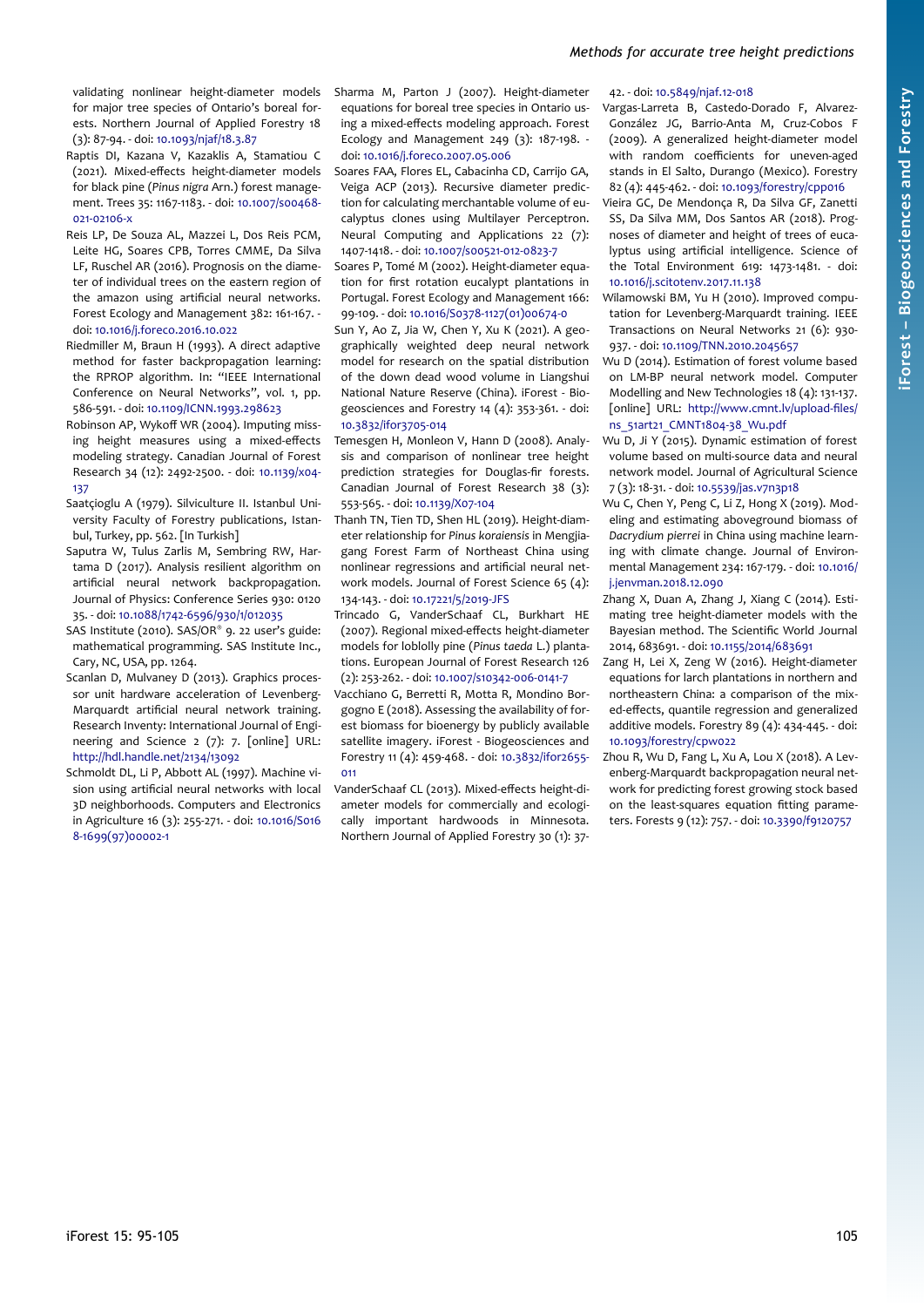validating nonlinear height-diameter models for major tree species of Ontario's boreal forests. Northern Journal of Applied Forestry 18 (3): 87-94. - doi: 10.1093/njaf/18.3.87

Raptis DI, Kazana V, Kazaklis A, Stamatiou C (2021). Mixed-effects height-diameter models for black pine (*Pinus nigra* Arn.) forest management. Trees 35: 1167-1183. - doi: 10.1007/s00468-021-02106-x

Reis LP, De Souza AL, Mazzei L, Dos Reis PCM, Leite HG, Soares CPB, Torres CMME, Da Silva LF, Ruschel AR (2016). Prognosis on the diameter of individual trees on the eastern region of the amazon using artificial neural networks. Forest Ecology and Management 382: 161-167. - doi: 10.1016/j.foreco.2016.10.022

Riedmiller M, Braun H (1993). A direct adaptive method for faster backpropagation learning: the RPROP algorithm. In: "IEEE International Conference on Neural Networks", vol. 1, pp. 586-591. - doi: 10.1109/ICNN.1993.298623

Robinson AP, Wykoff WR (2004). Imputing missing height measures using a mixed-effects modeling strategy. Canadian Journal of Forest Research 34 (12): 2492-2500. - doi: 10.1139/x04-137

Saatçioglu A (1979). Silviculture II. Istanbul University Faculty of Forestry publications, Istanbul, Turkey, pp. 562. [In Turkish]

Saputra W, Tulus Zarlis M, Sembring RW, Hartama D (2017). Analysis resilient algorithm on artificial neural network backpropagation. Journal of Physics: Conference Series 930: 012035. - doi: 10.1088/1742-6596/930/1/012035

SAS Institute (2010). SAS/OR® 9. 22 user's guide: mathematical programming. SAS Institute Inc., Cary, NC, USA, pp. 1264.

Scanlan D, Mulvaney D (2013). Graphics processor unit hardware acceleration of Levenberg-Marquardt artificial neural network training. Research Inventy: International Journal of Engineering and Science 2 (7): 7. [online] URL: http://hdl.handle.net/2134/13092

Schmoldt DL, Li P, Abbott AL (1997). Machine vision using artificial neural networks with local 3D neighborhoods. Computers and Electronics in Agriculture 16 (3): 255-271. - doi: 10.1016/S0168-1699(97)00002-1

Sharma M, Parton J (2007). Height-diameter equations for boreal tree species in Ontario using a mixed-effects modeling approach. Forest Ecology and Management 249 (3): 187-198. - doi: 10.1016/j.foreco.2007.05.006

Soares FAA, Flores EL, Cabacinha CD, Carrijo GA, Veiga ACP (2013). Recursive diameter prediction for calculating merchantable volume of eucalyptus clones using Multilayer Perceptron. Neural Computing and Applications 22 (7): 1407-1418. - doi: 10.1007/s00521-012-0823-7

Soares P, Tomé M (2002). Height-diameter equation for first rotation eucalypt plantations in Portugal. Forest Ecology and Management 166: 99-109. - doi: 10.1016/S0378-1127(01)00674-0

Sun Y, Ao Z, Jia W, Chen Y, Xu K (2021). A geographically weighted deep neural network model for research on the spatial distribution of the down dead wood volume in Liangshui National Nature Reserve (China). iForest - Biogeosciences and Forestry 14 (4): 353-361. - doi: 10.3832/ifor3705-014

Temesgen H, Monleon V, Hann D (2008). Analysis and comparison of nonlinear tree height prediction strategies for Douglas-fir forests. Canadian Journal of Forest Research 38 (3): 553-565. - doi: 10.1139/X07-104

Thanh TN, Tien TD, Shen HL (2019). Height-diameter relationship for *Pinus koraiensis* in Mengjiagang Forest Farm of Northeast China using nonlinear regressions and artificial neural network models. Journal of Forest Science 65 (4): 134-143. - doi: 10.17221/5/2019-JFS

Trincado G, VanderSchaaf CL, Burkhart HE (2007). Regional mixed-effects height-diameter models for loblolly pine (*Pinus taeda* L.) plantations. European Journal of Forest Research 126 (2): 253-262. - doi: 10.1007/s10342-006-0141-7

Vacchiano G, Berretti R, Motta R, Mondino Borgogno E (2018). Assessing the availability of forest biomass for bioenergy by publicly available satellite imagery. iForest - Biogeosciences and Forestry 11 (4): 459-468. - doi: 10.3832/ifor2655-011

VanderSchaaf CL (2013). Mixed-effects height-diameter models for commercially and ecologically important hardwoods in Minnesota. Northern Journal of Applied Forestry 30 (1): 37-42. - doi: 10.5849/njaf.12-018

Vargas-Larreta B, Castedo-Dorado F, Alvarez-González JG, Barrio-Anta M, Cruz-Cobos F (2009). A generalized height-diameter model with random coefficients for uneven-aged stands in El Salto, Durango (Mexico). Forestry 82 (4): 445-462. - doi: 10.1093/forestry/cpp016

Vieira GC, De Mendonça R, Da Silva GF, Zanetti SS, Da Silva MM, Dos Santos AR (2018). Prognoses of diameter and height of trees of eucalyptus using artificial intelligence. Science of the Total Environment 619: 1473-1481. - doi: 10.1016/j.scitotenv.2017.11.138

Wilamowski BM, Yu H (2010). Improved computation for Levenberg-Marquardt training. IEEE Transactions on Neural Networks 21 (6): 930-937. - doi: 10.1109/TNN.2010.2045657

Wu D (2014). Estimation of forest volume based on LM-BP neural network model. Computer Modelling and New Technologies 18 (4): 131-137. [online] URL: http://www.cmnt.lv/upload-files/ns_51art21_CMNT1804-38_Wu.pdf

Wu D, Ji Y (2015). Dynamic estimation of forest volume based on multi-source data and neural network model. Journal of Agricultural Science 7 (3): 18-31. - doi: 10.5539/jas.v7n3p18

Wu C, Chen Y, Peng C, Li Z, Hong X (2019). Modeling and estimating aboveground biomass of *Dacrydium pierrei* in China using machine learning with climate change. Journal of Environmental Management 234: 167-179. - doi: 10.1016/j.jenvman.2018.12.090

Zhang X, Duan A, Zhang J, Xiang C (2014). Estimating tree height-diameter models with the Bayesian method. The Scientific World Journal 2014, 683691. - doi: 10.1155/2014/683691

Zang H, Lei X, Zeng W (2016). Height-diameter equations for larch plantations in northern and northeastern China: a comparison of the mixed-effects, quantile regression and generalized additive models. Forestry 89 (4): 434-445. - doi: 10.1093/forestry/cpw022

Zhou R, Wu D, Fang L, Xu A, Lou X (2018). A Levenberg-Marquardt backpropagation neural network for predicting forest growing stock based on the least-squares equation fitting parameters. Forests 9 (12): 757. - doi: 10.3390/f9120757